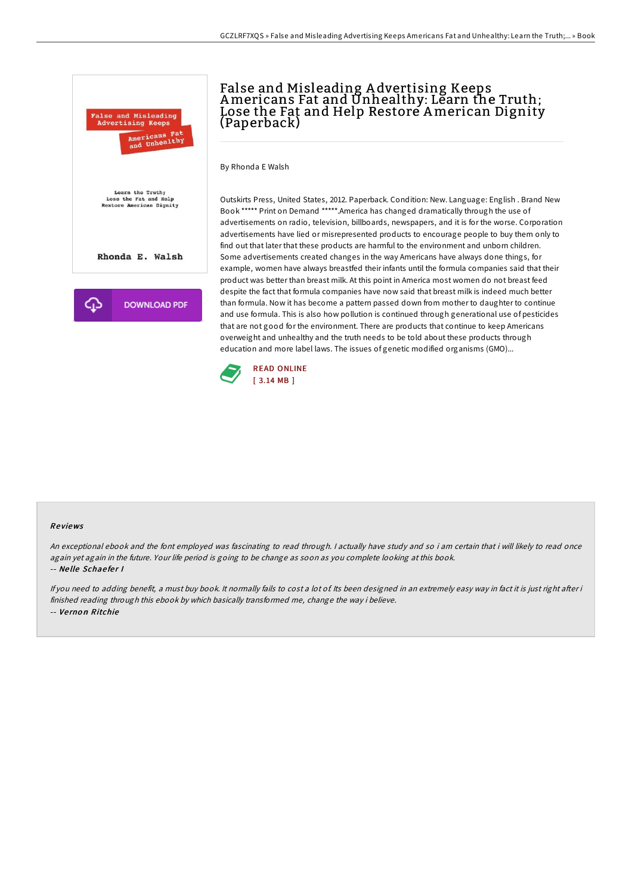# False and Misleading Advertising Keeps Americans Fat and Unhealthy: Learn the Truth; Lose the Fat and Help Restore American Dignity (Paperback)

By Rhonda E Walsh

Outskirts Press, United States, 2012. Paperback. Condition: New. Language: English . Brand New Book ***** Print on Demand *****.America has changed dramatically through the use of advertisements on radio, television, billboards, newspapers, and it is for the worse. Corporation advertisements have lied or misrepresented products to encourage people to buy them only to find out that later that these products are harmful to the environment and unborn children. Some advertisements created changes in the way Americans have always done things, for example, women have always breastfed their infants until the formula companies said that their product was better than breast milk. At this point in America most women do not breast feed despite the fact that formula companies have now said that breast milk is indeed much better than formula. Now it has become a pattern passed down from mother to daughter to continue and use formula. This is also how pollution is continued through generational use of pesticides that are not good for the environment. There are products that continue to keep Americans overweight and unhealthy and the truth needs to be told about these products through education and more label laws. The issues of genetic modified organisms (GMO)...

READ ONLINE
[ 3.14 MB ]

## Reviews

*An exceptional ebook and the font employed was fascinating to read through. I actually have study and so i am certain that i will likely to read once again yet again in the future. Your life period is going to be change as soon as you complete looking at this book.*

-- ***Nelle Schaefer I***

*If you need to adding benefit, a must buy book. It normally fails to cost a lot of. Its been designed in an extremely easy way in fact it is just right after i finished reading through this ebook by which basically transformed me, change the way i believe.*

-- ***Vernon Ritchie***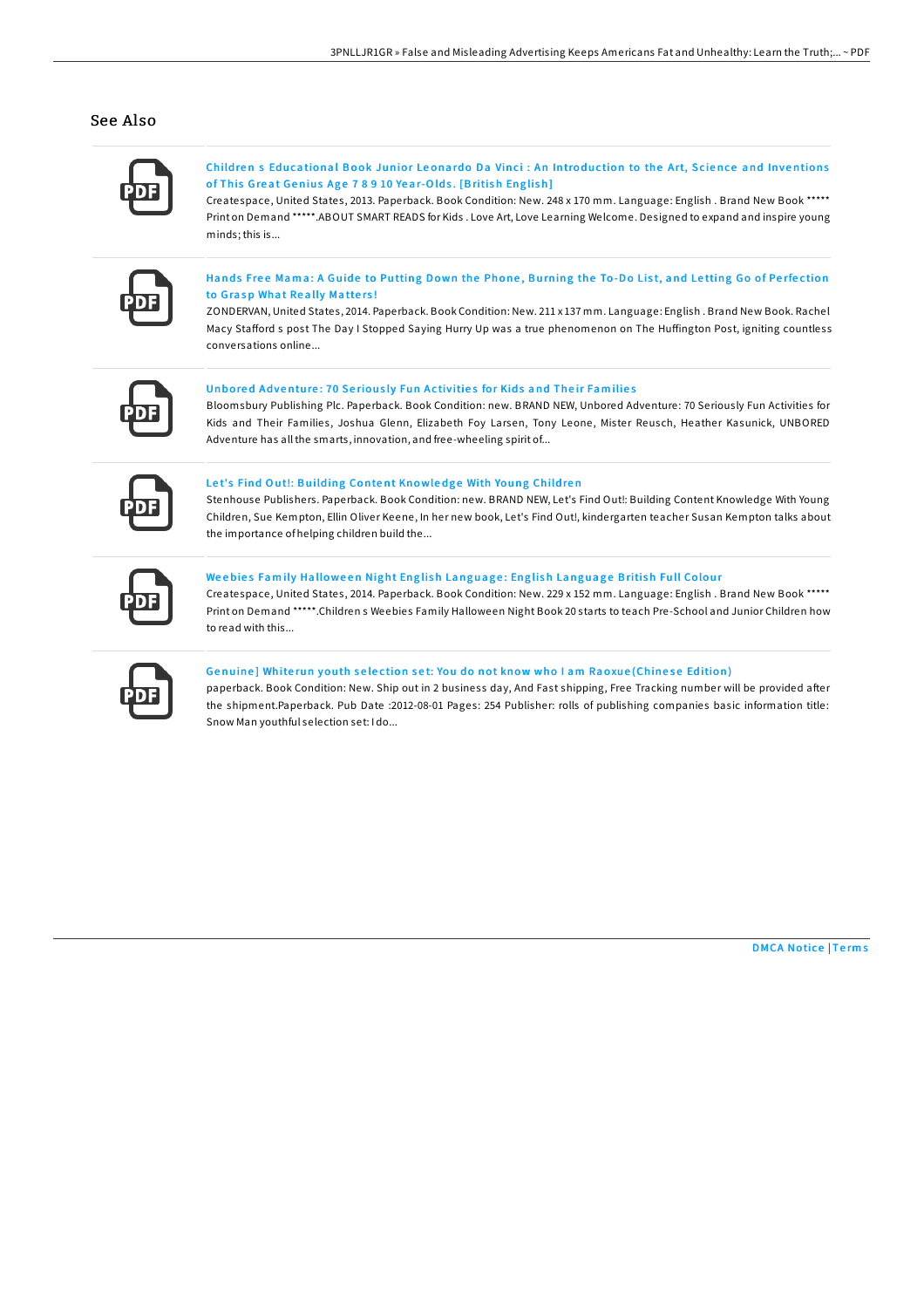## See Also

**Children s Educational Book Junior Leonardo Da Vinci : An Introduction to the Art, Science and Inventions of This Great Genius Age 7 8 9 10 Year-Olds. [British English]**

Createspace, United States, 2013. Paperback. Book Condition: New. 248 x 170 mm. Language: English . Brand New Book ***** Print on Demand *****.ABOUT SMART READS for Kids . Love Art, Love Learning Welcome. Designed to expand and inspire young minds; this is...

**Hands Free Mama: A Guide to Putting Down the Phone, Burning the To-Do List, and Letting Go of Perfection to Grasp What Really Matters!**

ZONDERVAN, United States, 2014. Paperback. Book Condition: New. 211 x 137 mm. Language: English . Brand New Book. Rachel Macy Stafford s post The Day I Stopped Saying Hurry Up was a true phenomenon on The Huffington Post, igniting countless conversations online...

**Unbored Adventure: 70 Seriously Fun Activities for Kids and Their Families**

Bloomsbury Publishing Plc. Paperback. Book Condition: new. BRAND NEW, Unbored Adventure: 70 Seriously Fun Activities for Kids and Their Families, Joshua Glenn, Elizabeth Foy Larsen, Tony Leone, Mister Reusch, Heather Kasunick, UNBORED Adventure has all the smarts, innovation, and free-wheeling spirit of...

**Let's Find Out!: Building Content Knowledge With Young Children**

Stenhouse Publishers. Paperback. Book Condition: new. BRAND NEW, Let's Find Out!: Building Content Knowledge With Young Children, Sue Kempton, Ellin Oliver Keene, In her new book, Let's Find Out!, kindergarten teacher Susan Kempton talks about the importance of helping children build the...

**Weebies Family Halloween Night English Language: English Language British Full Colour**

Createspace, United States, 2014. Paperback. Book Condition: New. 229 x 152 mm. Language: English . Brand New Book ***** Print on Demand *****.Children s Weebies Family Halloween Night Book 20 starts to teach Pre-School and Junior Children how to read with this...

**Genuine] Whiterun youth selection set: You do not know who I am Raoxue(Chinese Edition)**

paperback. Book Condition: New. Ship out in 2 business day, And Fast shipping, Free Tracking number will be provided after the shipment.Paperback. Pub Date :2012-08-01 Pages: 254 Publisher: rolls of publishing companies basic information title: Snow Man youthful selection set: I do...

DMCA Notice | Terms